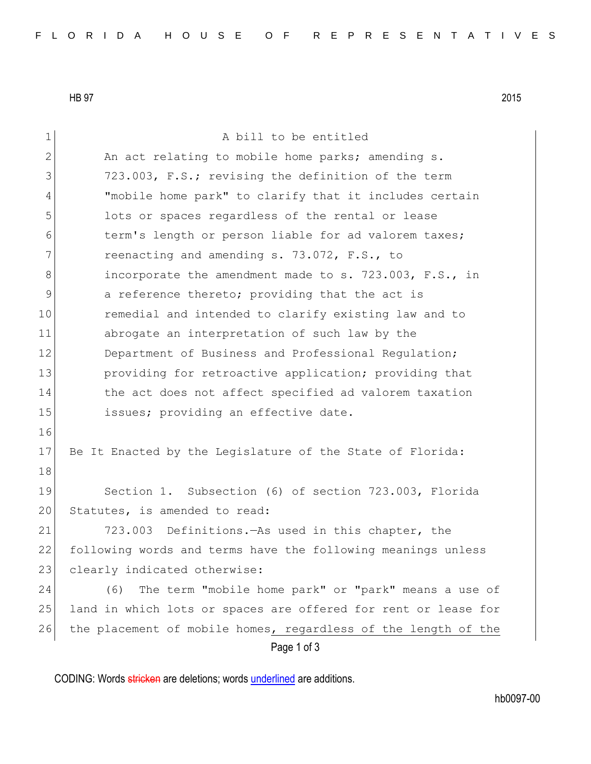HB 97 2015

A bill to be entitled

An act relating to mobile home parks; amending s. 723.003, F.S.; revising the definition of the term "mobile home park" to clarify that it includes certain lots or spaces regardless of the rental or lease term's length or person liable for ad valorem taxes; reenacting and amending s. 73.072, F.S., to incorporate the amendment made to s. 723.003, F.S., in a reference thereto; providing that the act is remedial and intended to clarify existing law and to abrogate an interpretation of such law by the Department of Business and Professional Regulation; providing for retroactive application; providing that the act does not affect specified ad valorem taxation issues; providing an effective date.

Be It Enacted by the Legislature of the State of Florida:

Section 1. Subsection (6) of section 723.003, Florida Statutes, is amended to read:

723.003 Definitions.—As used in this chapter, the following words and terms have the following meanings unless clearly indicated otherwise:

(6) The term "mobile home park" or "park" means a use of land in which lots or spaces are offered for rent or lease for the placement of mobile homes, regardless of the length of the

CODING: Words stricken are deletions; words underlined are additions.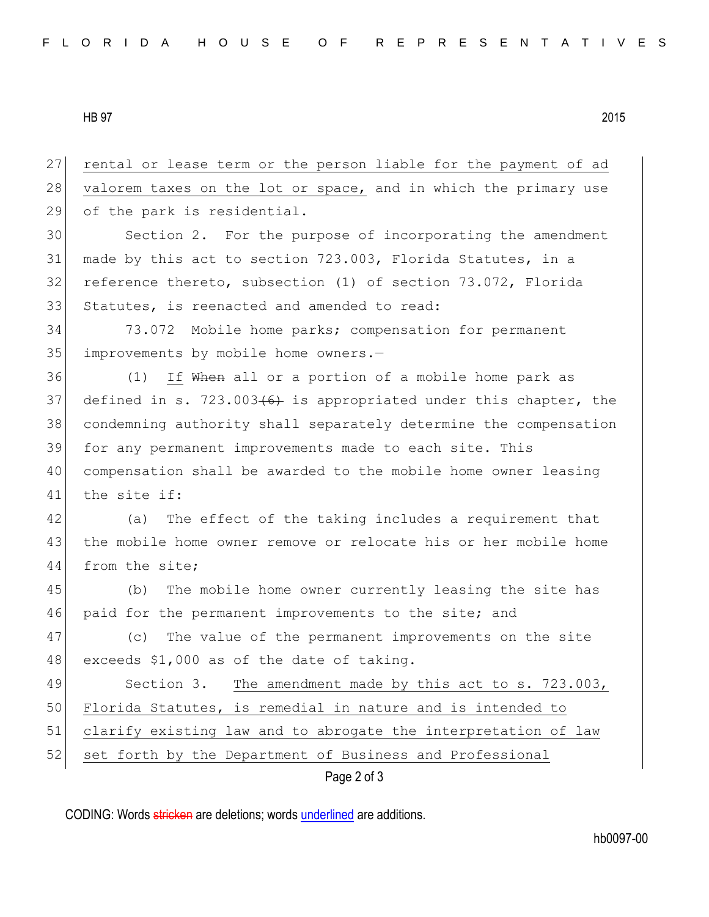rental or lease term or the person liable for the payment of ad valorem taxes on the lot or space, and in which the primary use of the park is residential.

Section 2. For the purpose of incorporating the amendment made by this act to section 723.003, Florida Statutes, in a reference thereto, subsection (1) of section 73.072, Florida Statutes, is reenacted and amended to read:

73.072 Mobile home parks; compensation for permanent improvements by mobile home owners.—

(1) If ~~When~~ all or a portion of a mobile home park as defined in s. 723.003~~(6)~~ is appropriated under this chapter, the condemning authority shall separately determine the compensation for any permanent improvements made to each site. This compensation shall be awarded to the mobile home owner leasing the site if:

(a) The effect of the taking includes a requirement that the mobile home owner remove or relocate his or her mobile home from the site;

(b) The mobile home owner currently leasing the site has paid for the permanent improvements to the site; and

(c) The value of the permanent improvements on the site exceeds $1,000 as of the date of taking.

Section 3. The amendment made by this act to s. 723.003, Florida Statutes, is remedial in nature and is intended to clarify existing law and to abrogate the interpretation of law set forth by the Department of Business and Professional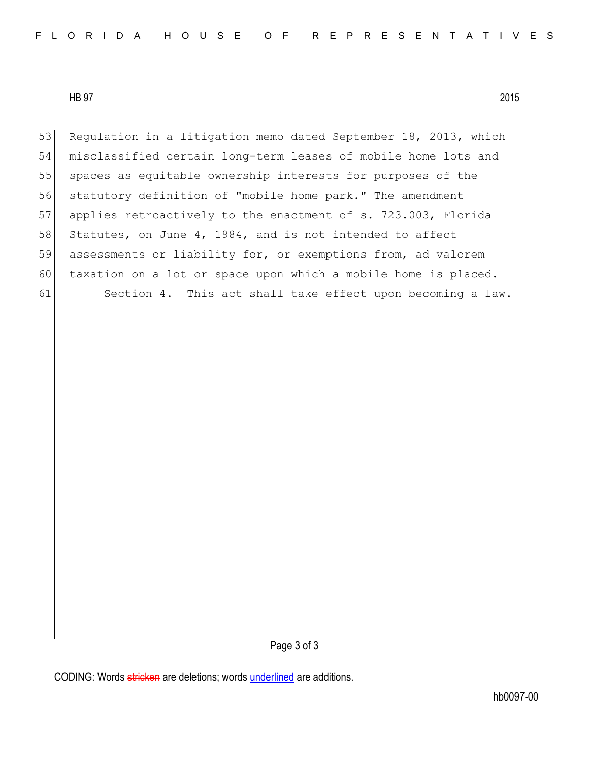53 Regulation in a litigation memo dated September 18, 2013, which
54 misclassified certain long-term leases of mobile home lots and
55 spaces as equitable ownership interests for purposes of the
56 statutory definition of "mobile home park." The amendment
57 applies retroactively to the enactment of s. 723.003, Florida
58 Statutes, on June 4, 1984, and is not intended to affect
59 assessments or liability for, or exemptions from, ad valorem
60 taxation on a lot or space upon which a mobile home is placed.
61 Section 4. This act shall take effect upon becoming a law.